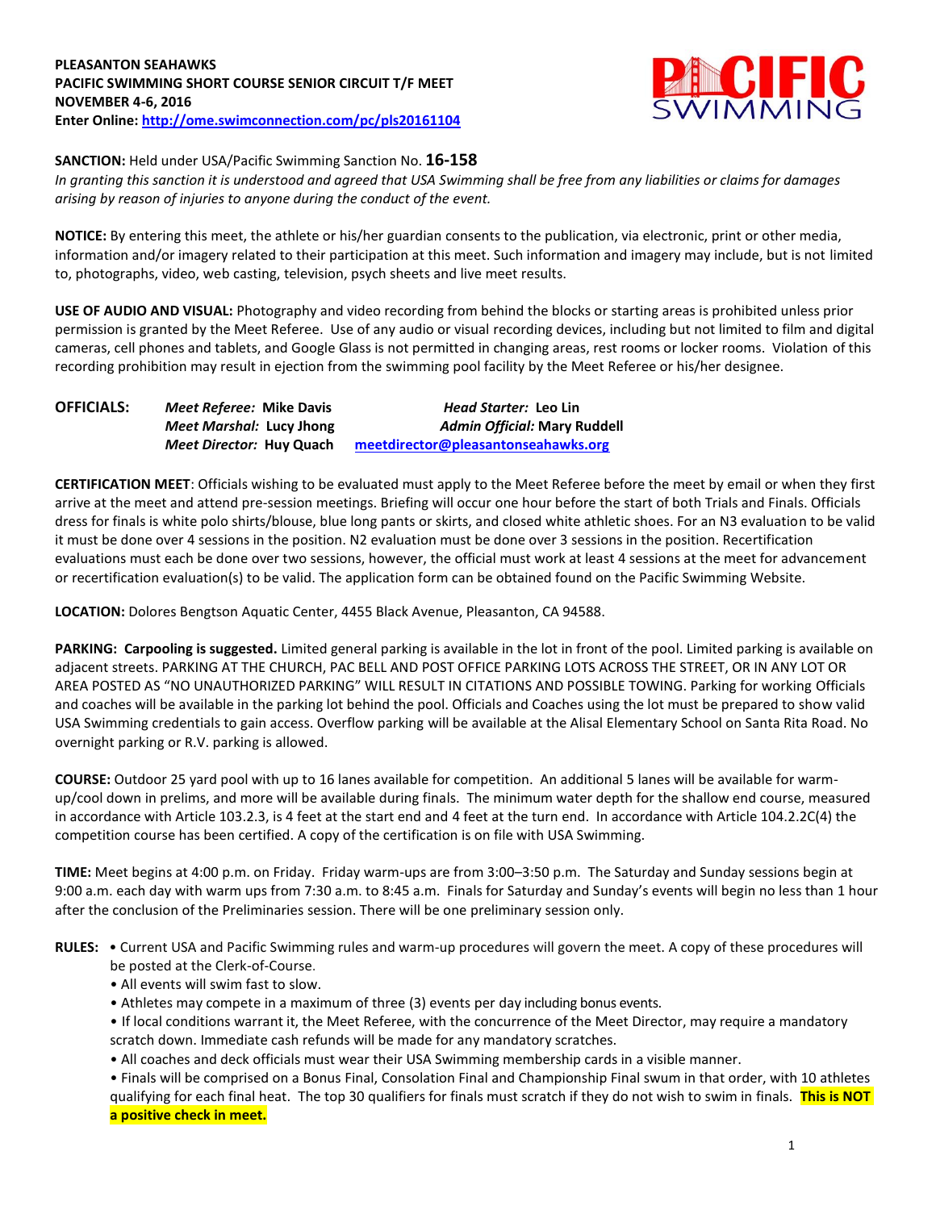**PLEASANTON SEAHAWKS**
**PACIFIC SWIMMING SHORT COURSE SENIOR CIRCUIT T/F MEET**
**NOVEMBER 4-6, 2016**
**Enter Online: http://ome.swimconnection.com/pc/pls20161104**

**SANCTION:** Held under USA/Pacific Swimming Sanction No. **16-158**
*In granting this sanction it is understood and agreed that USA Swimming shall be free from any liabilities or claims for damages arising by reason of injuries to anyone during the conduct of the event.*

**NOTICE:** By entering this meet, the athlete or his/her guardian consents to the publication, via electronic, print or other media, information and/or imagery related to their participation at this meet. Such information and imagery may include, but is not limited to, photographs, video, web casting, television, psych sheets and live meet results.

**USE OF AUDIO AND VISUAL:** Photography and video recording from behind the blocks or starting areas is prohibited unless prior permission is granted by the Meet Referee. Use of any audio or visual recording devices, including but not limited to film and digital cameras, cell phones and tablets, and Google Glass is not permitted in changing areas, rest rooms or locker rooms. Violation of this recording prohibition may result in ejection from the swimming pool facility by the Meet Referee or his/her designee.

**OFFICIALS:**
*Meet Referee:* **Mike Davis** — *Head Starter:* **Leo Lin**
*Meet Marshal:* **Lucy Jhong** — *Admin Official:* **Mary Ruddell**
*Meet Director:* **Huy Quach** — **meetdirector@pleasantonseahawks.org**

**CERTIFICATION MEET**: Officials wishing to be evaluated must apply to the Meet Referee before the meet by email or when they first arrive at the meet and attend pre-session meetings. Briefing will occur one hour before the start of both Trials and Finals. Officials dress for finals is white polo shirts/blouse, blue long pants or skirts, and closed white athletic shoes. For an N3 evaluation to be valid it must be done over 4 sessions in the position. N2 evaluation must be done over 3 sessions in the position. Recertification evaluations must each be done over two sessions, however, the official must work at least 4 sessions at the meet for advancement or recertification evaluation(s) to be valid. The application form can be obtained found on the Pacific Swimming Website.

**LOCATION:** Dolores Bengtson Aquatic Center, 4455 Black Avenue, Pleasanton, CA 94588.

**PARKING: Carpooling is suggested.** Limited general parking is available in the lot in front of the pool. Limited parking is available on adjacent streets. PARKING AT THE CHURCH, PAC BELL AND POST OFFICE PARKING LOTS ACROSS THE STREET, OR IN ANY LOT OR AREA POSTED AS "NO UNAUTHORIZED PARKING" WILL RESULT IN CITATIONS AND POSSIBLE TOWING. Parking for working Officials and coaches will be available in the parking lot behind the pool. Officials and Coaches using the lot must be prepared to show valid USA Swimming credentials to gain access. Overflow parking will be available at the Alisal Elementary School on Santa Rita Road. No overnight parking or R.V. parking is allowed.

**COURSE:** Outdoor 25 yard pool with up to 16 lanes available for competition. An additional 5 lanes will be available for warm-up/cool down in prelims, and more will be available during finals. The minimum water depth for the shallow end course, measured in accordance with Article 103.2.3, is 4 feet at the start end and 4 feet at the turn end. In accordance with Article 104.2.2C(4) the competition course has been certified. A copy of the certification is on file with USA Swimming.

**TIME:** Meet begins at 4:00 p.m. on Friday. Friday warm-ups are from 3:00–3:50 p.m. The Saturday and Sunday sessions begin at 9:00 a.m. each day with warm ups from 7:30 a.m. to 8:45 a.m. Finals for Saturday and Sunday's events will begin no less than 1 hour after the conclusion of the Preliminaries session. There will be one preliminary session only.

**RULES:**
- Current USA and Pacific Swimming rules and warm-up procedures will govern the meet. A copy of these procedures will be posted at the Clerk-of-Course.
- All events will swim fast to slow.
- Athletes may compete in a maximum of three (3) events per day including bonus events.
- If local conditions warrant it, the Meet Referee, with the concurrence of the Meet Director, may require a mandatory scratch down. Immediate cash refunds will be made for any mandatory scratches.
- All coaches and deck officials must wear their USA Swimming membership cards in a visible manner.
- Finals will be comprised on a Bonus Final, Consolation Final and Championship Final swum in that order, with 10 athletes qualifying for each final heat. The top 30 qualifiers for finals must scratch if they do not wish to swim in finals. **This is NOT a positive check in meet.**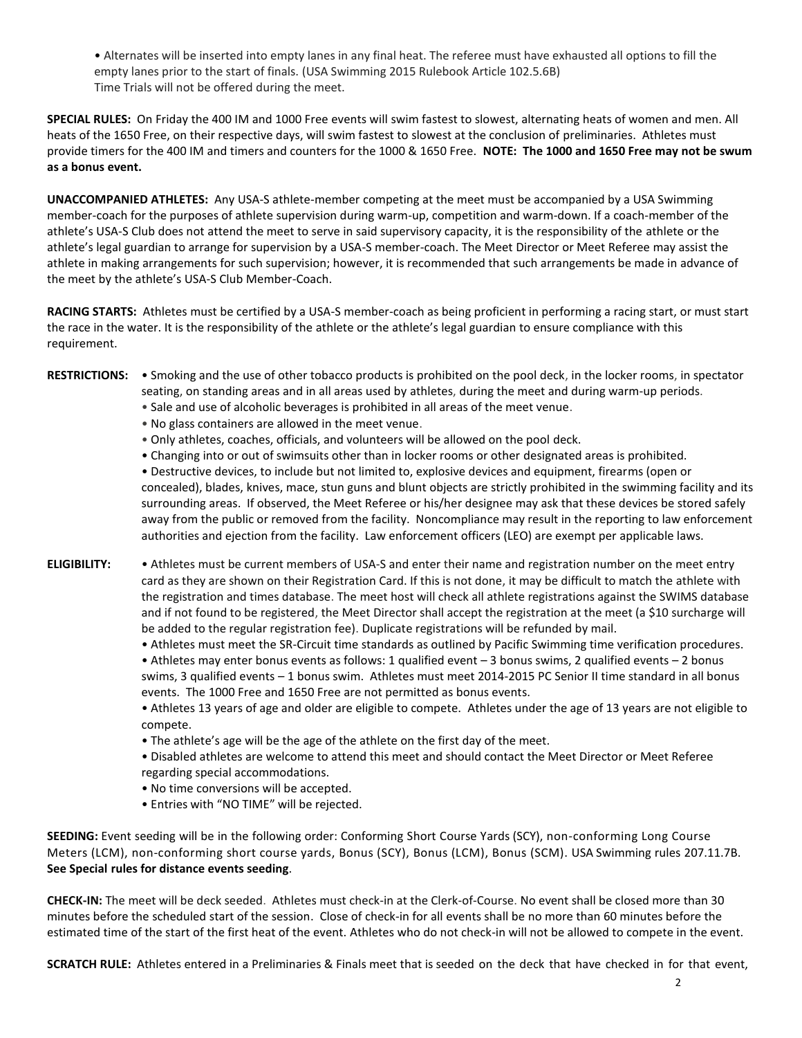• Alternates will be inserted into empty lanes in any final heat. The referee must have exhausted all options to fill the empty lanes prior to the start of finals. (USA Swimming 2015 Rulebook Article 102.5.6B)
Time Trials will not be offered during the meet.

**SPECIAL RULES:** On Friday the 400 IM and 1000 Free events will swim fastest to slowest, alternating heats of women and men. All heats of the 1650 Free, on their respective days, will swim fastest to slowest at the conclusion of preliminaries. Athletes must provide timers for the 400 IM and timers and counters for the 1000 & 1650 Free. **NOTE: The 1000 and 1650 Free may not be swum as a bonus event.**

**UNACCOMPANIED ATHLETES:** Any USA-S athlete-member competing at the meet must be accompanied by a USA Swimming member-coach for the purposes of athlete supervision during warm-up, competition and warm-down. If a coach-member of the athlete's USA-S Club does not attend the meet to serve in said supervisory capacity, it is the responsibility of the athlete or the athlete's legal guardian to arrange for supervision by a USA-S member-coach. The Meet Director or Meet Referee may assist the athlete in making arrangements for such supervision; however, it is recommended that such arrangements be made in advance of the meet by the athlete's USA-S Club Member-Coach.

**RACING STARTS:** Athletes must be certified by a USA-S member-coach as being proficient in performing a racing start, or must start the race in the water. It is the responsibility of the athlete or the athlete's legal guardian to ensure compliance with this requirement.

**RESTRICTIONS:**
- Smoking and the use of other tobacco products is prohibited on the pool deck, in the locker rooms, in spectator seating, on standing areas and in all areas used by athletes, during the meet and during warm-up periods.
- Sale and use of alcoholic beverages is prohibited in all areas of the meet venue.
- No glass containers are allowed in the meet venue.
- Only athletes, coaches, officials, and volunteers will be allowed on the pool deck.
- Changing into or out of swimsuits other than in locker rooms or other designated areas is prohibited.
- Destructive devices, to include but not limited to, explosive devices and equipment, firearms (open or concealed), blades, knives, mace, stun guns and blunt objects are strictly prohibited in the swimming facility and its surrounding areas. If observed, the Meet Referee or his/her designee may ask that these devices be stored safely away from the public or removed from the facility. Noncompliance may result in the reporting to law enforcement authorities and ejection from the facility. Law enforcement officers (LEO) are exempt per applicable laws.

**ELIGIBILITY:**
- Athletes must be current members of USA-S and enter their name and registration number on the meet entry card as they are shown on their Registration Card. If this is not done, it may be difficult to match the athlete with the registration and times database. The meet host will check all athlete registrations against the SWIMS database and if not found to be registered, the Meet Director shall accept the registration at the meet (a $10 surcharge will be added to the regular registration fee). Duplicate registrations will be refunded by mail.
- Athletes must meet the SR-Circuit time standards as outlined by Pacific Swimming time verification procedures.
- Athletes may enter bonus events as follows: 1 qualified event – 3 bonus swims, 2 qualified events – 2 bonus swims, 3 qualified events – 1 bonus swim. Athletes must meet 2014-2015 PC Senior II time standard in all bonus events. The 1000 Free and 1650 Free are not permitted as bonus events.
- Athletes 13 years of age and older are eligible to compete. Athletes under the age of 13 years are not eligible to compete.
- The athlete's age will be the age of the athlete on the first day of the meet.
- Disabled athletes are welcome to attend this meet and should contact the Meet Director or Meet Referee regarding special accommodations.
- No time conversions will be accepted.
- Entries with "NO TIME" will be rejected.

**SEEDING:** Event seeding will be in the following order: Conforming Short Course Yards (SCY), non-conforming Long Course Meters (LCM), non-conforming short course yards, Bonus (SCY), Bonus (LCM), Bonus (SCM). USA Swimming rules 207.11.7B. **See Special rules for distance events seeding**.

**CHECK-IN:** The meet will be deck seeded. Athletes must check-in at the Clerk-of-Course. No event shall be closed more than 30 minutes before the scheduled start of the session. Close of check-in for all events shall be no more than 60 minutes before the estimated time of the start of the first heat of the event. Athletes who do not check-in will not be allowed to compete in the event.

**SCRATCH RULE:** Athletes entered in a Preliminaries & Finals meet that is seeded on the deck that have checked in for that event,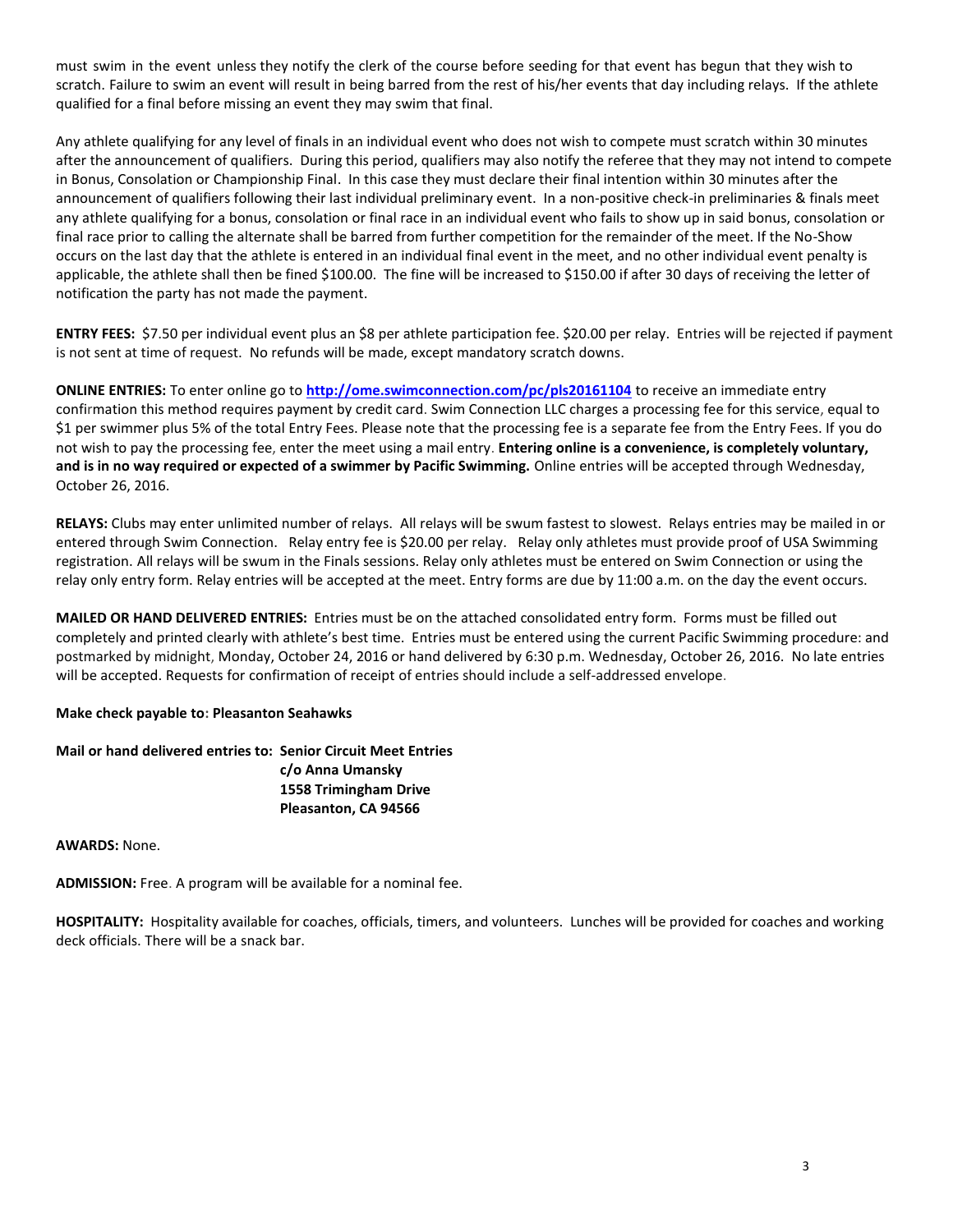must swim in the event unless they notify the clerk of the course before seeding for that event has begun that they wish to scratch. Failure to swim an event will result in being barred from the rest of his/her events that day including relays. If the athlete qualified for a final before missing an event they may swim that final.

Any athlete qualifying for any level of finals in an individual event who does not wish to compete must scratch within 30 minutes after the announcement of qualifiers. During this period, qualifiers may also notify the referee that they may not intend to compete in Bonus, Consolation or Championship Final. In this case they must declare their final intention within 30 minutes after the announcement of qualifiers following their last individual preliminary event. In a non-positive check-in preliminaries & finals meet any athlete qualifying for a bonus, consolation or final race in an individual event who fails to show up in said bonus, consolation or final race prior to calling the alternate shall be barred from further competition for the remainder of the meet. If the No-Show occurs on the last day that the athlete is entered in an individual final event in the meet, and no other individual event penalty is applicable, the athlete shall then be fined $100.00. The fine will be increased to $150.00 if after 30 days of receiving the letter of notification the party has not made the payment.

**ENTRY FEES:** $7.50 per individual event plus an $8 per athlete participation fee. $20.00 per relay. Entries will be rejected if payment is not sent at time of request. No refunds will be made, except mandatory scratch downs.

**ONLINE ENTRIES:** To enter online go to **http://ome.swimconnection.com/pc/pls20161104** to receive an immediate entry confirmation this method requires payment by credit card. Swim Connection LLC charges a processing fee for this service, equal to $1 per swimmer plus 5% of the total Entry Fees. Please note that the processing fee is a separate fee from the Entry Fees. If you do not wish to pay the processing fee, enter the meet using a mail entry. **Entering online is a convenience, is completely voluntary, and is in no way required or expected of a swimmer by Pacific Swimming.** Online entries will be accepted through Wednesday, October 26, 2016.

**RELAYS:** Clubs may enter unlimited number of relays. All relays will be swum fastest to slowest. Relays entries may be mailed in or entered through Swim Connection. Relay entry fee is $20.00 per relay. Relay only athletes must provide proof of USA Swimming registration. All relays will be swum in the Finals sessions. Relay only athletes must be entered on Swim Connection or using the relay only entry form. Relay entries will be accepted at the meet. Entry forms are due by 11:00 a.m. on the day the event occurs.

**MAILED OR HAND DELIVERED ENTRIES:** Entries must be on the attached consolidated entry form. Forms must be filled out completely and printed clearly with athlete's best time. Entries must be entered using the current Pacific Swimming procedure: and postmarked by midnight, Monday, October 24, 2016 or hand delivered by 6:30 p.m. Wednesday, October 26, 2016. No late entries will be accepted. Requests for confirmation of receipt of entries should include a self-addressed envelope.

**Make check payable to: Pleasanton Seahawks**

**Mail or hand delivered entries to: Senior Circuit Meet Entries**
**c/o Anna Umansky**
**1558 Trimingham Drive**
**Pleasanton, CA 94566**

**AWARDS:** None.

**ADMISSION:** Free. A program will be available for a nominal fee.

**HOSPITALITY:** Hospitality available for coaches, officials, timers, and volunteers. Lunches will be provided for coaches and working deck officials. There will be a snack bar.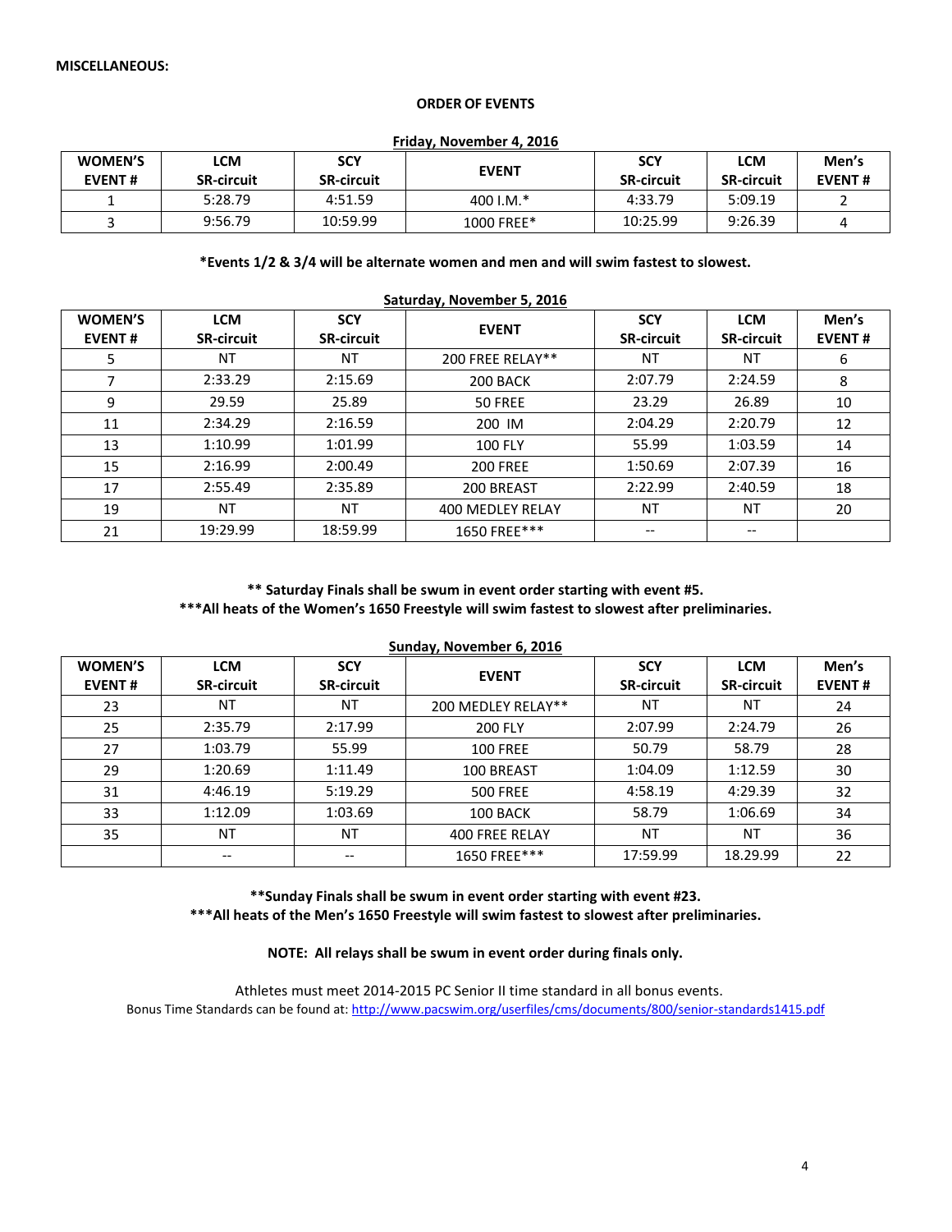**MISCELLANEOUS:**

**ORDER OF EVENTS**

**Friday, November 4, 2016**

| WOMEN'S EVENT # | LCM SR-circuit | SCY SR-circuit | EVENT | SCY SR-circuit | LCM SR-circuit | Men's EVENT # |
|---|---|---|---|---|---|---|
| 1 | 5:28.79 | 4:51.59 | 400 I.M.* | 4:33.79 | 5:09.19 | 2 |
| 3 | 9:56.79 | 10:59.99 | 1000 FREE* | 10:25.99 | 9:26.39 | 4 |

**\*Events 1/2 & 3/4 will be alternate women and men and will swim fastest to slowest.**

**Saturday, November 5, 2016**

| WOMEN'S EVENT # | LCM SR-circuit | SCY SR-circuit | EVENT | SCY SR-circuit | LCM SR-circuit | Men's EVENT # |
|---|---|---|---|---|---|---|
| 5 | NT | NT | 200 FREE RELAY** | NT | NT | 6 |
| 7 | 2:33.29 | 2:15.69 | 200 BACK | 2:07.79 | 2:24.59 | 8 |
| 9 | 29.59 | 25.89 | 50 FREE | 23.29 | 26.89 | 10 |
| 11 | 2:34.29 | 2:16.59 | 200 IM | 2:04.29 | 2:20.79 | 12 |
| 13 | 1:10.99 | 1:01.99 | 100 FLY | 55.99 | 1:03.59 | 14 |
| 15 | 2:16.99 | 2:00.49 | 200 FREE | 1:50.69 | 2:07.39 | 16 |
| 17 | 2:55.49 | 2:35.89 | 200 BREAST | 2:22.99 | 2:40.59 | 18 |
| 19 | NT | NT | 400 MEDLEY RELAY | NT | NT | 20 |
| 21 | 19:29.99 | 18:59.99 | 1650 FREE*** | -- | -- | |

**\*\* Saturday Finals shall be swum in event order starting with event #5.**
**\*\*\*All heats of the Women's 1650 Freestyle will swim fastest to slowest after preliminaries.**

**Sunday, November 6, 2016**

| WOMEN'S EVENT # | LCM SR-circuit | SCY SR-circuit | EVENT | SCY SR-circuit | LCM SR-circuit | Men's EVENT # |
|---|---|---|---|---|---|---|
| 23 | NT | NT | 200 MEDLEY RELAY** | NT | NT | 24 |
| 25 | 2:35.79 | 2:17.99 | 200 FLY | 2:07.99 | 2:24.79 | 26 |
| 27 | 1:03.79 | 55.99 | 100 FREE | 50.79 | 58.79 | 28 |
| 29 | 1:20.69 | 1:11.49 | 100 BREAST | 1:04.09 | 1:12.59 | 30 |
| 31 | 4:46.19 | 5:19.29 | 500 FREE | 4:58.19 | 4:29.39 | 32 |
| 33 | 1:12.09 | 1:03.69 | 100 BACK | 58.79 | 1:06.69 | 34 |
| 35 | NT | NT | 400 FREE RELAY | NT | NT | 36 |
| | -- | -- | 1650 FREE*** | 17:59.99 | 18.29.99 | 22 |

**\*\*Sunday Finals shall be swum in event order starting with event #23.**
**\*\*\*All heats of the Men's 1650 Freestyle will swim fastest to slowest after preliminaries.**

**NOTE: All relays shall be swum in event order during finals only.**

Athletes must meet 2014-2015 PC Senior II time standard in all bonus events.
Bonus Time Standards can be found at: http://www.pacswim.org/userfiles/cms/documents/800/senior-standards1415.pdf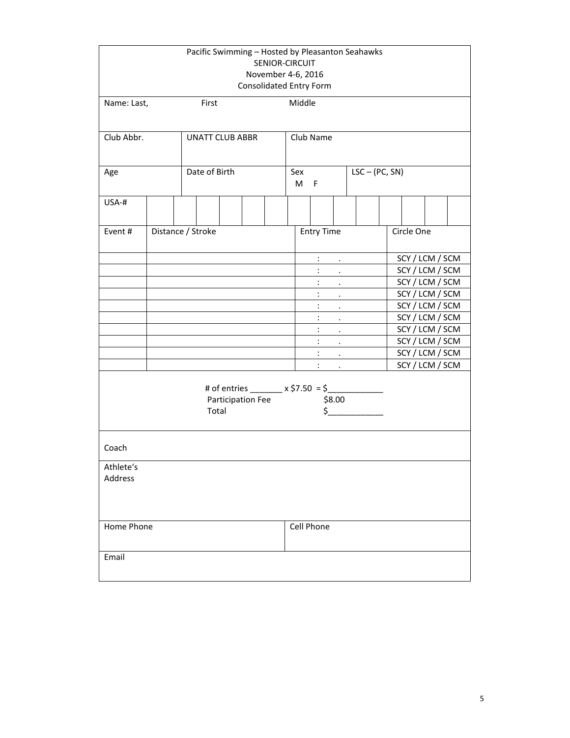Pacific Swimming – Hosted by Pleasanton Seahawks
SENIOR-CIRCUIT
November 4-6, 2016
Consolidated Entry Form

| Name: Last, | First | Middle | |
|---|---|---|---|
| Club Abbr. | UNATT CLUB ABBR | Club Name | |
| Age | Date of Birth | Sex<br>M F | LSC – (PC, SN) |

| USA-# | | | | | | | | | | | | | | |
|---|---|---|---|---|---|---|---|---|---|---|---|---|---|---|

| Event # | Distance / Stroke | Entry Time | Circle One |
|---|---|---|---|
| | | : . | SCY / LCM / SCM |
| | | : . | SCY / LCM / SCM |
| | | : . | SCY / LCM / SCM |
| | | : . | SCY / LCM / SCM |
| | | : . | SCY / LCM / SCM |
| | | : . | SCY / LCM / SCM |
| | | : . | SCY / LCM / SCM |
| | | : . | SCY / LCM / SCM |
| | | : . | SCY / LCM / SCM |
| | | : . | SCY / LCM / SCM |

# of entries _______ x $7.50 = $____________
Participation Fee $8.00
Total $____________

| Coach | |
|---|---|
| Athlete's Address | |
| Home Phone | Cell Phone |
| Email | |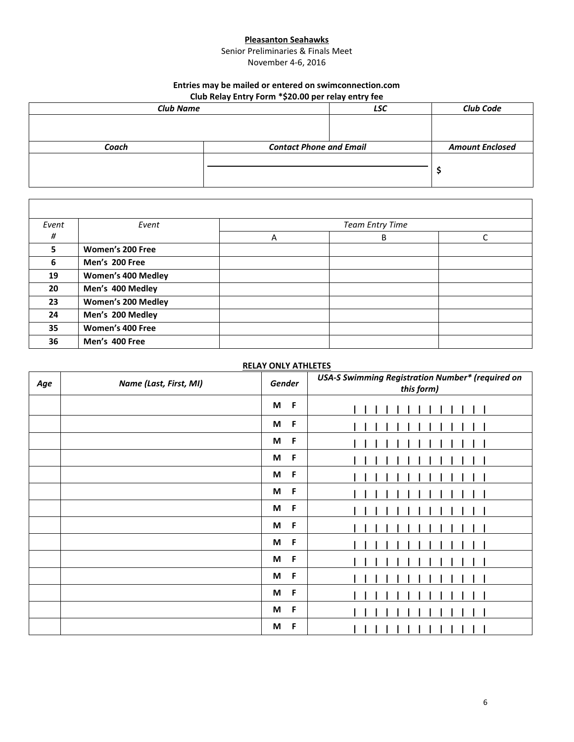**Pleasanton Seahawks**

Senior Preliminaries & Finals Meet

November 4-6, 2016

**Entries may be mailed or entered on swimconnection.com**

**Club Relay Entry Form *$20.00 per relay entry fee**

| *Club Name* | *LSC* | *Club Code* |
|---|---|---|
| | | |

| *Coach* | *Contact Phone and Email* | *Amount Enclosed* |
|---|---|---|
| | | $ |

| *Event #* | *Event* | *Team Entry Time* | | |
|---|---|---|---|---|
| | | A | B | C |
| **5** | **Women's 200 Free** | | | |
| **6** | **Men's 200 Free** | | | |
| **19** | **Women's 400 Medley** | | | |
| **20** | **Men's 400 Medley** | | | |
| **23** | **Women's 200 Medley** | | | |
| **24** | **Men's 200 Medley** | | | |
| **35** | **Women's 400 Free** | | | |
| **36** | **Men's 400 Free** | | | |

**RELAY ONLY ATHLETES**

| *Age* | *Name (Last, First, MI)* | *Gender* | *USA-S Swimming Registration Number* (required on this form)* |
|---|---|---|---|
| | | M F | \| \| \| \| \| \| \| \| \| \| \| \| \| \| |
| | | M F | \| \| \| \| \| \| \| \| \| \| \| \| \| \| |
| | | M F | \| \| \| \| \| \| \| \| \| \| \| \| \| \| |
| | | M F | \| \| \| \| \| \| \| \| \| \| \| \| \| \| |
| | | M F | \| \| \| \| \| \| \| \| \| \| \| \| \| \| |
| | | M F | \| \| \| \| \| \| \| \| \| \| \| \| \| \| |
| | | M F | \| \| \| \| \| \| \| \| \| \| \| \| \| \| |
| | | M F | \| \| \| \| \| \| \| \| \| \| \| \| \| \| |
| | | M F | \| \| \| \| \| \| \| \| \| \| \| \| \| \| |
| | | M F | \| \| \| \| \| \| \| \| \| \| \| \| \| \| |
| | | M F | \| \| \| \| \| \| \| \| \| \| \| \| \| \| |
| | | M F | \| \| \| \| \| \| \| \| \| \| \| \| \| \| |
| | | M F | \| \| \| \| \| \| \| \| \| \| \| \| \| \| |
| | | M F | \| \| \| \| \| \| \| \| \| \| \| \| \| \| |